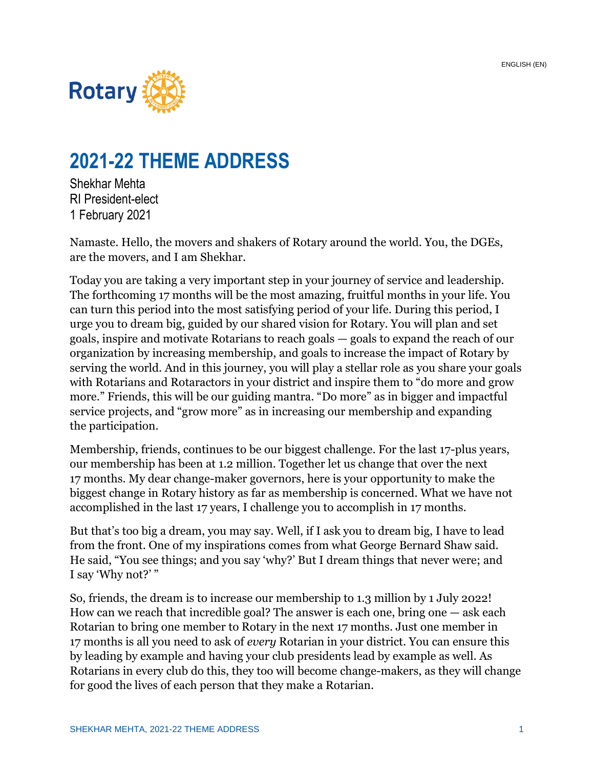# 2021-22 THEME ADDRESS

Shekhar Mehta
RI President-elect
1 February 2021

Namaste. Hello, the movers and shakers of Rotary around the world. You, the DGEs, are the movers, and I am Shekhar.

Today you are taking a very important step in your journey of service and leadership. The forthcoming 17 months will be the most amazing, fruitful months in your life. You can turn this period into the most satisfying period of your life. During this period, I urge you to dream big, guided by our shared vision for Rotary. You will plan and set goals, inspire and motivate Rotarians to reach goals — goals to expand the reach of our organization by increasing membership, and goals to increase the impact of Rotary by serving the world. And in this journey, you will play a stellar role as you share your goals with Rotarians and Rotaractors in your district and inspire them to "do more and grow more." Friends, this will be our guiding mantra. "Do more" as in bigger and impactful service projects, and "grow more" as in increasing our membership and expanding the participation.

Membership, friends, continues to be our biggest challenge. For the last 17-plus years, our membership has been at 1.2 million. Together let us change that over the next 17 months. My dear change-maker governors, here is your opportunity to make the biggest change in Rotary history as far as membership is concerned. What we have not accomplished in the last 17 years, I challenge you to accomplish in 17 months.

But that's too big a dream, you may say. Well, if I ask you to dream big, I have to lead from the front. One of my inspirations comes from what George Bernard Shaw said. He said, "You see things; and you say 'why?' But I dream things that never were; and I say 'Why not?' "

So, friends, the dream is to increase our membership to 1.3 million by 1 July 2022! How can we reach that incredible goal? The answer is each one, bring one — ask each Rotarian to bring one member to Rotary in the next 17 months. Just one member in 17 months is all you need to ask of *every* Rotarian in your district. You can ensure this by leading by example and having your club presidents lead by example as well. As Rotarians in every club do this, they too will become change-makers, as they will change for good the lives of each person that they make a Rotarian.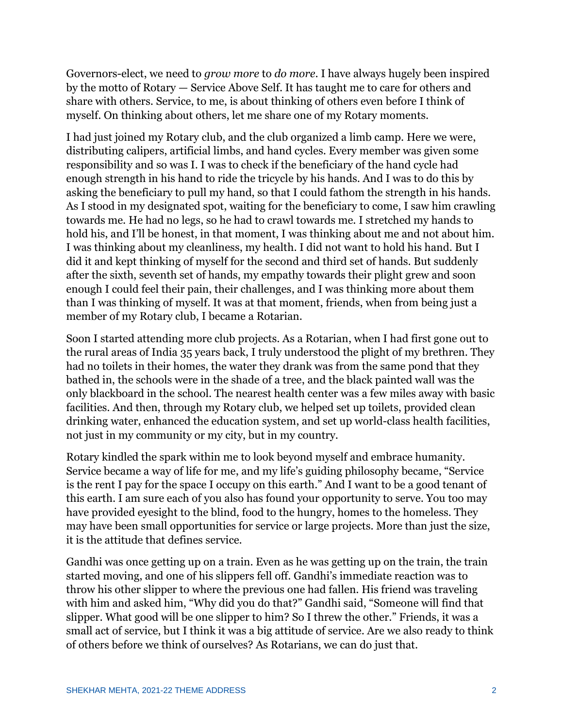Governors-elect, we need to *grow more* to *do more*. I have always hugely been inspired by the motto of Rotary — Service Above Self. It has taught me to care for others and share with others. Service, to me, is about thinking of others even before I think of myself. On thinking about others, let me share one of my Rotary moments.

I had just joined my Rotary club, and the club organized a limb camp. Here we were, distributing calipers, artificial limbs, and hand cycles. Every member was given some responsibility and so was I. I was to check if the beneficiary of the hand cycle had enough strength in his hand to ride the tricycle by his hands. And I was to do this by asking the beneficiary to pull my hand, so that I could fathom the strength in his hands. As I stood in my designated spot, waiting for the beneficiary to come, I saw him crawling towards me. He had no legs, so he had to crawl towards me. I stretched my hands to hold his, and I'll be honest, in that moment, I was thinking about me and not about him. I was thinking about my cleanliness, my health. I did not want to hold his hand. But I did it and kept thinking of myself for the second and third set of hands. But suddenly after the sixth, seventh set of hands, my empathy towards their plight grew and soon enough I could feel their pain, their challenges, and I was thinking more about them than I was thinking of myself. It was at that moment, friends, when from being just a member of my Rotary club, I became a Rotarian.

Soon I started attending more club projects. As a Rotarian, when I had first gone out to the rural areas of India 35 years back, I truly understood the plight of my brethren. They had no toilets in their homes, the water they drank was from the same pond that they bathed in, the schools were in the shade of a tree, and the black painted wall was the only blackboard in the school. The nearest health center was a few miles away with basic facilities. And then, through my Rotary club, we helped set up toilets, provided clean drinking water, enhanced the education system, and set up world-class health facilities, not just in my community or my city, but in my country.

Rotary kindled the spark within me to look beyond myself and embrace humanity. Service became a way of life for me, and my life's guiding philosophy became, "Service is the rent I pay for the space I occupy on this earth." And I want to be a good tenant of this earth. I am sure each of you also has found your opportunity to serve. You too may have provided eyesight to the blind, food to the hungry, homes to the homeless. They may have been small opportunities for service or large projects. More than just the size, it is the attitude that defines service.

Gandhi was once getting up on a train. Even as he was getting up on the train, the train started moving, and one of his slippers fell off. Gandhi's immediate reaction was to throw his other slipper to where the previous one had fallen. His friend was traveling with him and asked him, "Why did you do that?" Gandhi said, "Someone will find that slipper. What good will be one slipper to him? So I threw the other." Friends, it was a small act of service, but I think it was a big attitude of service. Are we also ready to think of others before we think of ourselves? As Rotarians, we can do just that.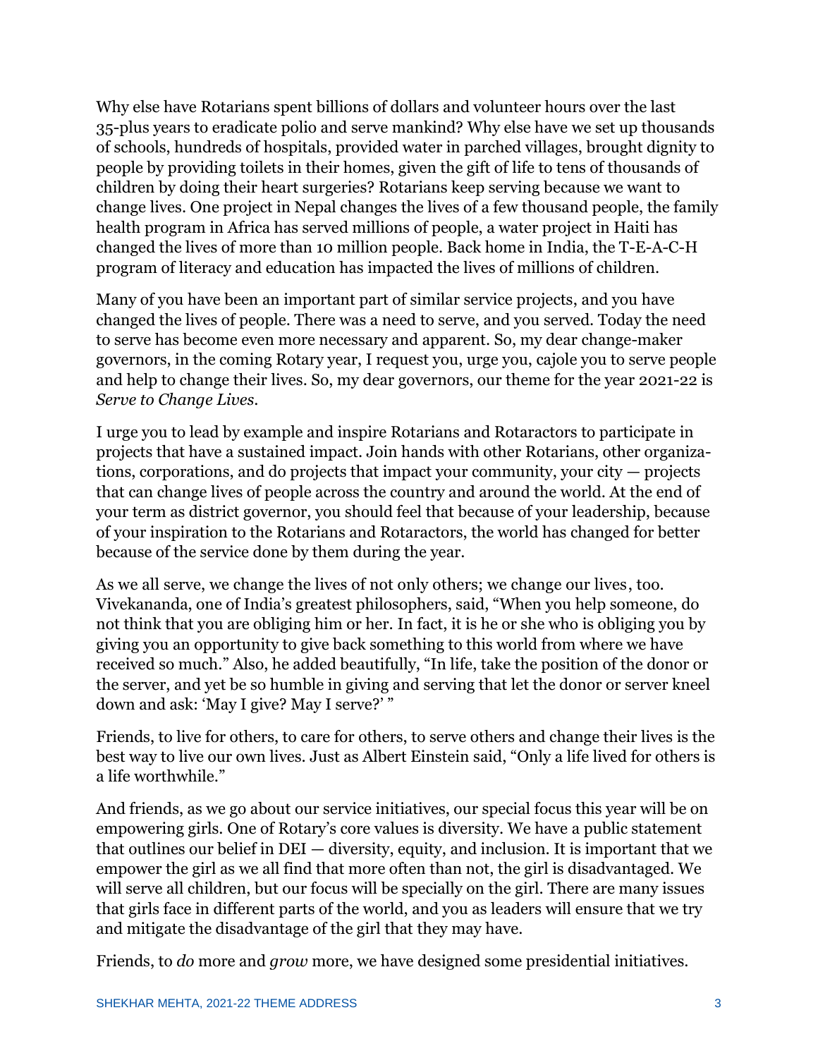Why else have Rotarians spent billions of dollars and volunteer hours over the last 35-plus years to eradicate polio and serve mankind? Why else have we set up thousands of schools, hundreds of hospitals, provided water in parched villages, brought dignity to people by providing toilets in their homes, given the gift of life to tens of thousands of children by doing their heart surgeries? Rotarians keep serving because we want to change lives. One project in Nepal changes the lives of a few thousand people, the family health program in Africa has served millions of people, a water project in Haiti has changed the lives of more than 10 million people. Back home in India, the T-E-A-C-H program of literacy and education has impacted the lives of millions of children.

Many of you have been an important part of similar service projects, and you have changed the lives of people. There was a need to serve, and you served. Today the need to serve has become even more necessary and apparent. So, my dear change-maker governors, in the coming Rotary year, I request you, urge you, cajole you to serve people and help to change their lives. So, my dear governors, our theme for the year 2021-22 is *Serve to Change Lives*.

I urge you to lead by example and inspire Rotarians and Rotaractors to participate in projects that have a sustained impact. Join hands with other Rotarians, other organizations, corporations, and do projects that impact your community, your city — projects that can change lives of people across the country and around the world. At the end of your term as district governor, you should feel that because of your leadership, because of your inspiration to the Rotarians and Rotaractors, the world has changed for better because of the service done by them during the year.

As we all serve, we change the lives of not only others; we change our lives, too. Vivekananda, one of India's greatest philosophers, said, "When you help someone, do not think that you are obliging him or her. In fact, it is he or she who is obliging you by giving you an opportunity to give back something to this world from where we have received so much." Also, he added beautifully, "In life, take the position of the donor or the server, and yet be so humble in giving and serving that let the donor or server kneel down and ask: 'May I give? May I serve?' "

Friends, to live for others, to care for others, to serve others and change their lives is the best way to live our own lives. Just as Albert Einstein said, "Only a life lived for others is a life worthwhile."

And friends, as we go about our service initiatives, our special focus this year will be on empowering girls. One of Rotary's core values is diversity. We have a public statement that outlines our belief in DEI — diversity, equity, and inclusion. It is important that we empower the girl as we all find that more often than not, the girl is disadvantaged. We will serve all children, but our focus will be specially on the girl. There are many issues that girls face in different parts of the world, and you as leaders will ensure that we try and mitigate the disadvantage of the girl that they may have.

Friends, to *do* more and *grow* more, we have designed some presidential initiatives.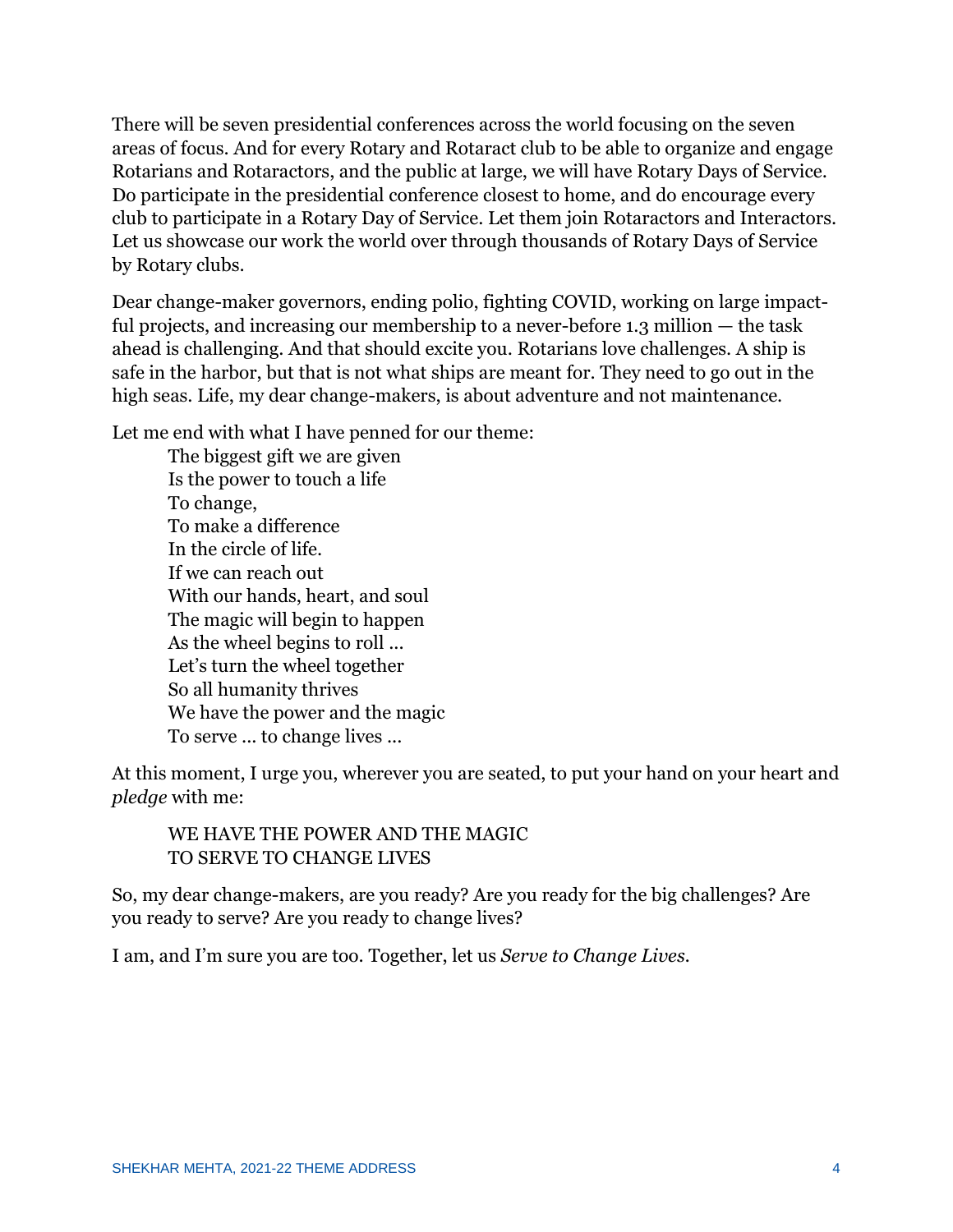There will be seven presidential conferences across the world focusing on the seven areas of focus. And for every Rotary and Rotaract club to be able to organize and engage Rotarians and Rotaractors, and the public at large, we will have Rotary Days of Service. Do participate in the presidential conference closest to home, and do encourage every club to participate in a Rotary Day of Service. Let them join Rotaractors and Interactors. Let us showcase our work the world over through thousands of Rotary Days of Service by Rotary clubs.

Dear change-maker governors, ending polio, fighting COVID, working on large impactful projects, and increasing our membership to a never-before 1.3 million — the task ahead is challenging. And that should excite you. Rotarians love challenges. A ship is safe in the harbor, but that is not what ships are meant for. They need to go out in the high seas. Life, my dear change-makers, is about adventure and not maintenance.

Let me end with what I have penned for our theme:

> The biggest gift we are given
> Is the power to touch a life
> To change,
> To make a difference
> In the circle of life.
> If we can reach out
> With our hands, heart, and soul
> The magic will begin to happen
> As the wheel begins to roll …
> Let's turn the wheel together
> So all humanity thrives
> We have the power and the magic
> To serve … to change lives …

At this moment, I urge you, wherever you are seated, to put your hand on your heart and *pledge* with me:

> WE HAVE THE POWER AND THE MAGIC
> TO SERVE TO CHANGE LIVES

So, my dear change-makers, are you ready? Are you ready for the big challenges? Are you ready to serve? Are you ready to change lives?

I am, and I'm sure you are too. Together, let us *Serve to Change Lives*.